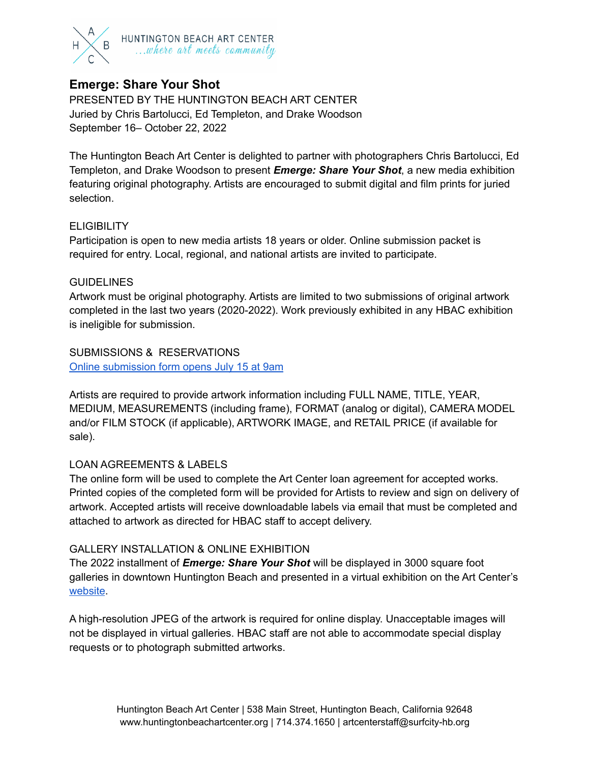HUNTINGTON BEACH ART CENTER
...where art meets community

## Emerge: Share Your Shot

PRESENTED BY THE HUNTINGTON BEACH ART CENTER
Juried by Chris Bartolucci, Ed Templeton, and Drake Woodson
September 16– October 22, 2022

The Huntington Beach Art Center is delighted to partner with photographers Chris Bartolucci, Ed Templeton, and Drake Woodson to present ***Emerge: Share Your Shot***, a new media exhibition featuring original photography. Artists are encouraged to submit digital and film prints for juried selection.

ELIGIBILITY
Participation is open to new media artists 18 years or older. Online submission packet is required for entry. Local, regional, and national artists are invited to participate.

GUIDELINES
Artwork must be original photography. Artists are limited to two submissions of original artwork completed in the last two years (2020-2022). Work previously exhibited in any HBAC exhibition is ineligible for submission.

SUBMISSIONS & RESERVATIONS
Online submission form opens July 15 at 9am

Artists are required to provide artwork information including FULL NAME, TITLE, YEAR, MEDIUM, MEASUREMENTS (including frame), FORMAT (analog or digital), CAMERA MODEL and/or FILM STOCK (if applicable), ARTWORK IMAGE, and RETAIL PRICE (if available for sale).

LOAN AGREEMENTS & LABELS
The online form will be used to complete the Art Center loan agreement for accepted works. Printed copies of the completed form will be provided for Artists to review and sign on delivery of artwork. Accepted artists will receive downloadable labels via email that must be completed and attached to artwork as directed for HBAC staff to accept delivery.

GALLERY INSTALLATION & ONLINE EXHIBITION
The 2022 installment of ***Emerge: Share Your Shot*** will be displayed in 3000 square foot galleries in downtown Huntington Beach and presented in a virtual exhibition on the Art Center's website.

A high-resolution JPEG of the artwork is required for online display. Unacceptable images will not be displayed in virtual galleries. HBAC staff are not able to accommodate special display requests or to photograph submitted artworks.

Huntington Beach Art Center | 538 Main Street, Huntington Beach, California 92648
www.huntingtonbeachartcenter.org | 714.374.1650 | artcenterstaff@surfcity-hb.org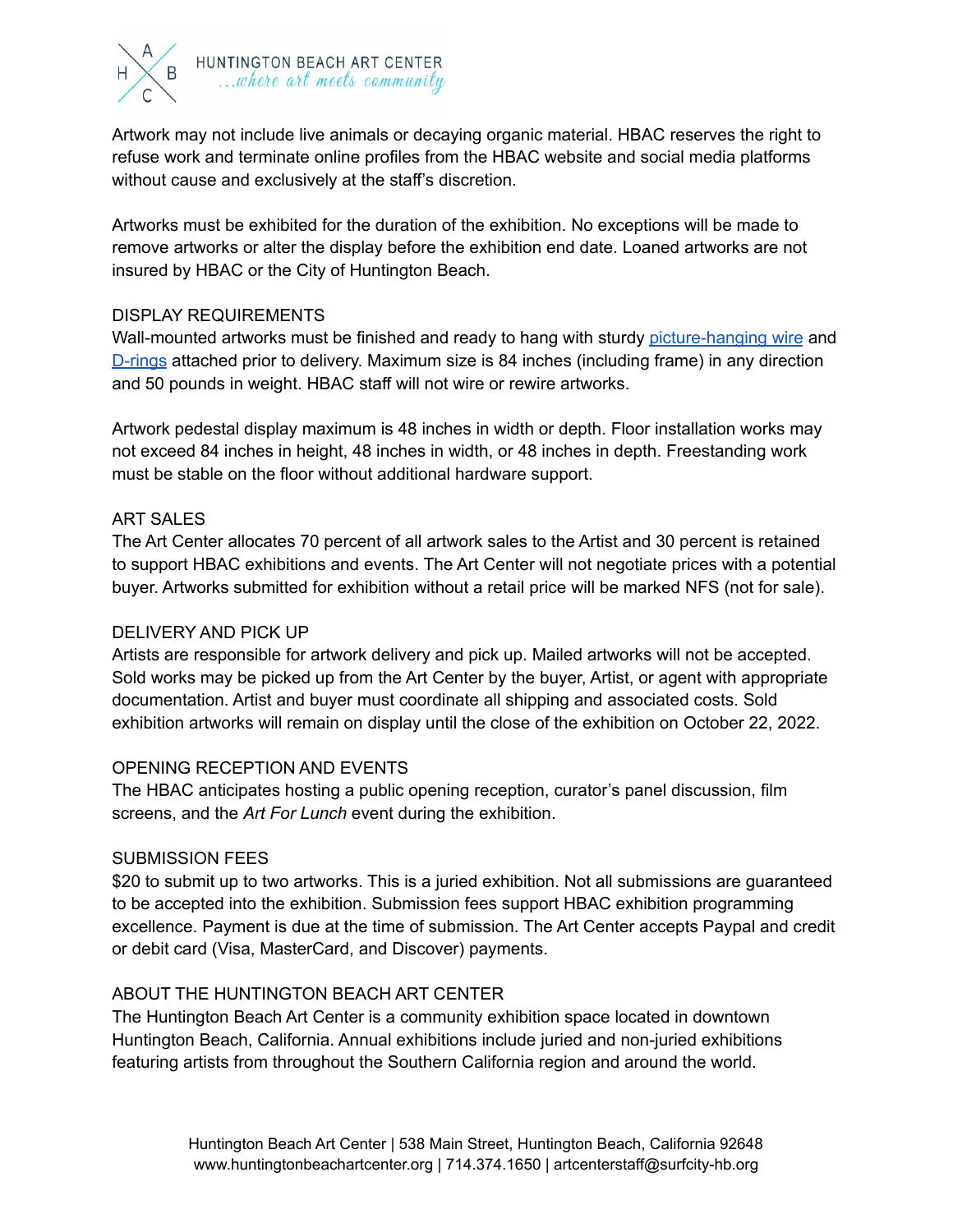Artwork may not include live animals or decaying organic material. HBAC reserves the right to refuse work and terminate online profiles from the HBAC website and social media platforms without cause and exclusively at the staff's discretion.

Artworks must be exhibited for the duration of the exhibition. No exceptions will be made to remove artworks or alter the display before the exhibition end date. Loaned artworks are not insured by HBAC or the City of Huntington Beach.

## DISPLAY REQUIREMENTS

Wall-mounted artworks must be finished and ready to hang with sturdy picture-hanging wire and D-rings attached prior to delivery. Maximum size is 84 inches (including frame) in any direction and 50 pounds in weight. HBAC staff will not wire or rewire artworks.

Artwork pedestal display maximum is 48 inches in width or depth. Floor installation works may not exceed 84 inches in height, 48 inches in width, or 48 inches in depth. Freestanding work must be stable on the floor without additional hardware support.

## ART SALES

The Art Center allocates 70 percent of all artwork sales to the Artist and 30 percent is retained to support HBAC exhibitions and events. The Art Center will not negotiate prices with a potential buyer. Artworks submitted for exhibition without a retail price will be marked NFS (not for sale).

## DELIVERY AND PICK UP

Artists are responsible for artwork delivery and pick up. Mailed artworks will not be accepted. Sold works may be picked up from the Art Center by the buyer, Artist, or agent with appropriate documentation. Artist and buyer must coordinate all shipping and associated costs. Sold exhibition artworks will remain on display until the close of the exhibition on October 22, 2022.

## OPENING RECEPTION AND EVENTS

The HBAC anticipates hosting a public opening reception, curator's panel discussion, film screens, and the *Art For Lunch* event during the exhibition.

## SUBMISSION FEES

$20 to submit up to two artworks. This is a juried exhibition. Not all submissions are guaranteed to be accepted into the exhibition. Submission fees support HBAC exhibition programming excellence. Payment is due at the time of submission. The Art Center accepts Paypal and credit or debit card (Visa, MasterCard, and Discover) payments.

## ABOUT THE HUNTINGTON BEACH ART CENTER

The Huntington Beach Art Center is a community exhibition space located in downtown Huntington Beach, California. Annual exhibitions include juried and non-juried exhibitions featuring artists from throughout the Southern California region and around the world.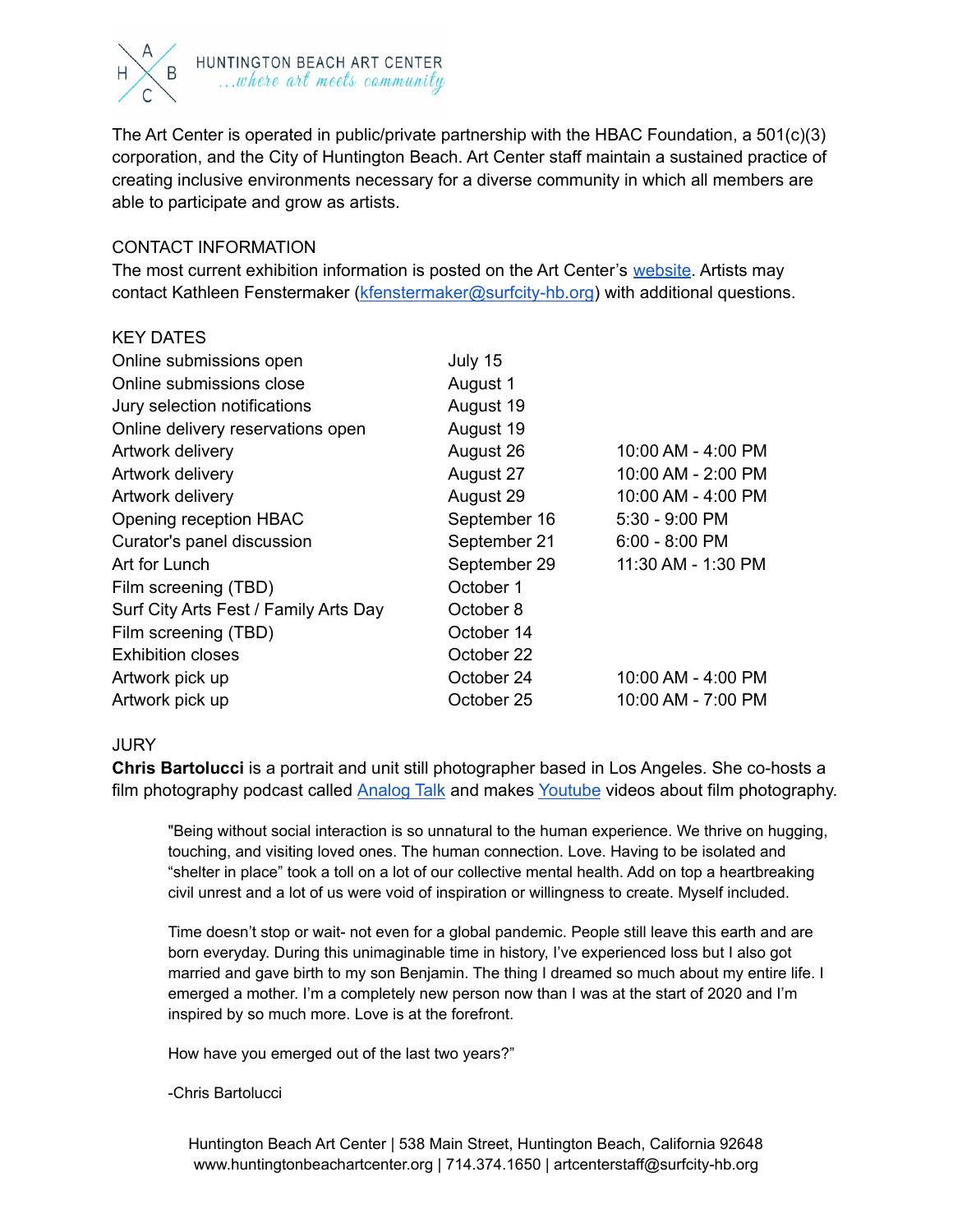The Art Center is operated in public/private partnership with the HBAC Foundation, a 501(c)(3) corporation, and the City of Huntington Beach. Art Center staff maintain a sustained practice of creating inclusive environments necessary for a diverse community in which all members are able to participate and grow as artists.

## CONTACT INFORMATION

The most current exhibition information is posted on the Art Center's website. Artists may contact Kathleen Fenstermaker (kfenstermaker@surfcity-hb.org) with additional questions.

## KEY DATES

| | | |
|---|---|---|
| Online submissions open | July 15 | |
| Online submissions close | August 1 | |
| Jury selection notifications | August 19 | |
| Online delivery reservations open | August 19 | |
| Artwork delivery | August 26 | 10:00 AM - 4:00 PM |
| Artwork delivery | August 27 | 10:00 AM - 2:00 PM |
| Artwork delivery | August 29 | 10:00 AM - 4:00 PM |
| Opening reception HBAC | September 16 | 5:30 - 9:00 PM |
| Curator's panel discussion | September 21 | 6:00 - 8:00 PM |
| Art for Lunch | September 29 | 11:30 AM - 1:30 PM |
| Film screening (TBD) | October 1 | |
| Surf City Arts Fest / Family Arts Day | October 8 | |
| Film screening (TBD) | October 14 | |
| Exhibition closes | October 22 | |
| Artwork pick up | October 24 | 10:00 AM - 4:00 PM |
| Artwork pick up | October 25 | 10:00 AM - 7:00 PM |

## JURY

**Chris Bartolucci** is a portrait and unit still photographer based in Los Angeles. She co-hosts a film photography podcast called Analog Talk and makes Youtube videos about film photography.

> "Being without social interaction is so unnatural to the human experience. We thrive on hugging, touching, and visiting loved ones. The human connection. Love. Having to be isolated and "shelter in place" took a toll on a lot of our collective mental health. Add on top a heartbreaking civil unrest and a lot of us were void of inspiration or willingness to create. Myself included.
>
> Time doesn't stop or wait- not even for a global pandemic. People still leave this earth and are born everyday. During this unimaginable time in history, I've experienced loss but I also got married and gave birth to my son Benjamin. The thing I dreamed so much about my entire life. I emerged a mother. I'm a completely new person now than I was at the start of 2020 and I'm inspired by so much more. Love is at the forefront.
>
> How have you emerged out of the last two years?"
>
> -Chris Bartolucci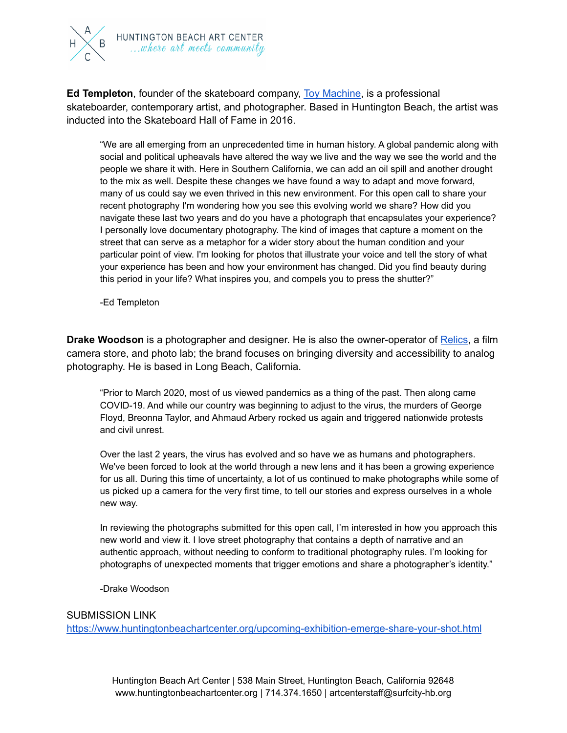**Ed Templeton**, founder of the skateboard company, Toy Machine, is a professional skateboarder, contemporary artist, and photographer. Based in Huntington Beach, the artist was inducted into the Skateboard Hall of Fame in 2016.

> "We are all emerging from an unprecedented time in human history. A global pandemic along with social and political upheavals have altered the way we live and the way we see the world and the people we share it with. Here in Southern California, we can add an oil spill and another drought to the mix as well. Despite these changes we have found a way to adapt and move forward, many of us could say we even thrived in this new environment. For this open call to share your recent photography I'm wondering how you see this evolving world we share? How did you navigate these last two years and do you have a photograph that encapsulates your experience? I personally love documentary photography. The kind of images that capture a moment on the street that can serve as a metaphor for a wider story about the human condition and your particular point of view. I'm looking for photos that illustrate your voice and tell the story of what your experience has been and how your environment has changed. Did you find beauty during this period in your life? What inspires you, and compels you to press the shutter?"
>
> -Ed Templeton

**Drake Woodson** is a photographer and designer. He is also the owner-operator of Relics, a film camera store, and photo lab; the brand focuses on bringing diversity and accessibility to analog photography. He is based in Long Beach, California.

> "Prior to March 2020, most of us viewed pandemics as a thing of the past. Then along came COVID-19. And while our country was beginning to adjust to the virus, the murders of George Floyd, Breonna Taylor, and Ahmaud Arbery rocked us again and triggered nationwide protests and civil unrest.
>
> Over the last 2 years, the virus has evolved and so have we as humans and photographers. We've been forced to look at the world through a new lens and it has been a growing experience for us all. During this time of uncertainty, a lot of us continued to make photographs while some of us picked up a camera for the very first time, to tell our stories and express ourselves in a whole new way.
>
> In reviewing the photographs submitted for this open call, I'm interested in how you approach this new world and view it. I love street photography that contains a depth of narrative and an authentic approach, without needing to conform to traditional photography rules. I'm looking for photographs of unexpected moments that trigger emotions and share a photographer's identity."
>
> -Drake Woodson

SUBMISSION LINK
https://www.huntingtonbeachartcenter.org/upcoming-exhibition-emerge-share-your-shot.html